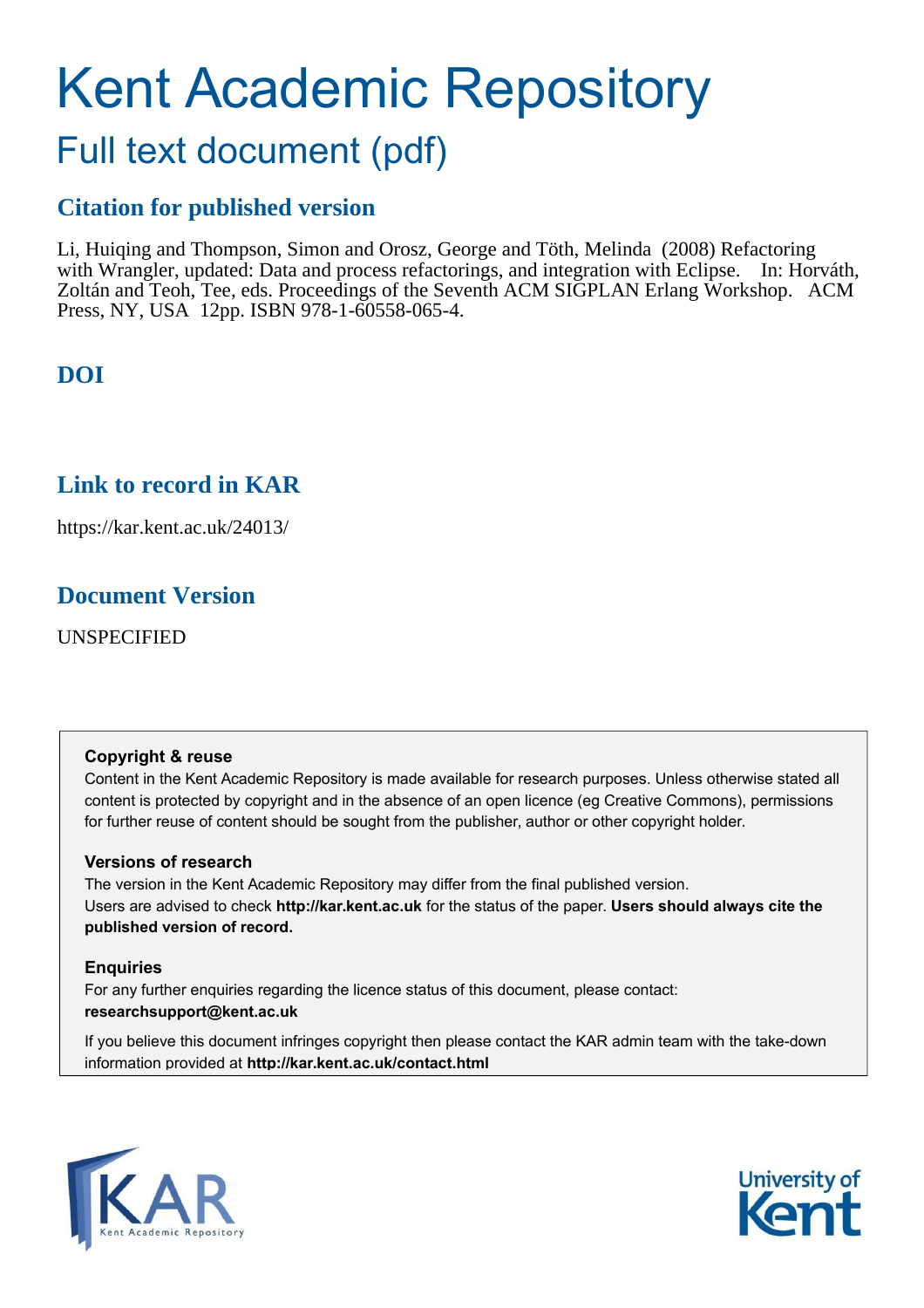# Kent Academic Repository

## Full text document (pdf)

### Citation for published version

Li, Huiqing and Thompson, Simon and Orosz, George and Töth, Melinda (2008) Refactoring with Wrangler, updated: Data and process refactorings, and integration with Eclipse. In: Horváth, Zoltán and Teoh, Tee, eds. Proceedings of the Seventh ACM SIGPLAN Erlang Workshop. ACM Press, NY, USA 12pp. ISBN 978-1-60558-065-4.

### DOI

### Link to record in KAR

https://kar.kent.ac.uk/24013/

### Document Version

UNSPECIFIED

**Copyright & reuse**

Content in the Kent Academic Repository is made available for research purposes. Unless otherwise stated all content is protected by copyright and in the absence of an open licence (eg Creative Commons), permissions for further reuse of content should be sought from the publisher, author or other copyright holder.

**Versions of research**

The version in the Kent Academic Repository may differ from the final published version. Users are advised to check **http://kar.kent.ac.uk** for the status of the paper. **Users should always cite the published version of record.**

**Enquiries**

For any further enquiries regarding the licence status of this document, please contact: **researchsupport@kent.ac.uk**

If you believe this document infringes copyright then please contact the KAR admin team with the take-down information provided at **http://kar.kent.ac.uk/contact.html**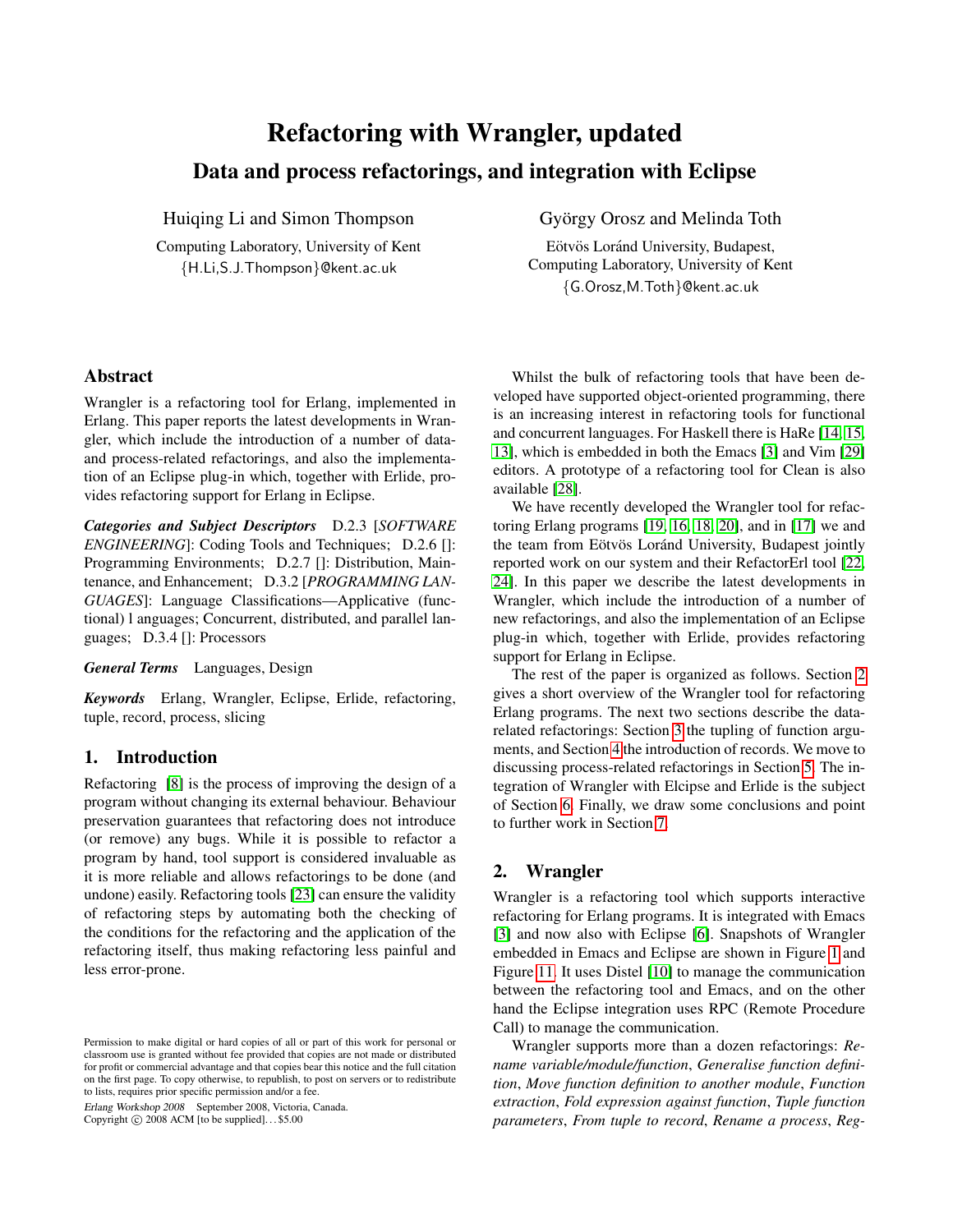# Refactoring with Wrangler, updated

## Data and process refactorings, and integration with Eclipse

Huiqing Li and Simon Thompson

Computing Laboratory, University of Kent
{H.Li,S.J.Thompson}@kent.ac.uk

György Orosz and Melinda Toth

Eötvös Loránd University, Budapest,
Computing Laboratory, University of Kent
{G.Orosz,M.Toth}@kent.ac.uk

## Abstract

Wrangler is a refactoring tool for Erlang, implemented in Erlang. This paper reports the latest developments in Wrangler, which include the introduction of a number of data- and process-related refactorings, and also the implementation of an Eclipse plug-in which, together with Erlide, provides refactoring support for Erlang in Eclipse.

***Categories and Subject Descriptors*** D.2.3 [*SOFTWARE ENGINEERING*]: Coding Tools and Techniques; D.2.6 []: Programming Environments; D.2.7 []: Distribution, Maintenance, and Enhancement; D.3.2 [*PROGRAMMING LANGUAGES*]: Language Classifications—Applicative (functional) l anguages; Concurrent, distributed, and parallel languages; D.3.4 []: Processors

***General Terms*** Languages, Design

***Keywords*** Erlang, Wrangler, Eclipse, Erlide, refactoring, tuple, record, process, slicing

## 1. Introduction

Refactoring [8] is the process of improving the design of a program without changing its external behaviour. Behaviour preservation guarantees that refactoring does not introduce (or remove) any bugs. While it is possible to refactor a program by hand, tool support is considered invaluable as it is more reliable and allows refactorings to be done (and undone) easily. Refactoring tools [23] can ensure the validity of refactoring steps by automating both the checking of the conditions for the refactoring and the application of the refactoring itself, thus making refactoring less painful and less error-prone.

Permission to make digital or hard copies of all or part of this work for personal or classroom use is granted without fee provided that copies are not made or distributed for profit or commercial advantage and that copies bear this notice and the full citation on the first page. To copy otherwise, to republish, to post on servers or to redistribute to lists, requires prior specific permission and/or a fee.

*Erlang Workshop 2008* September 2008, Victoria, Canada.
Copyright © 2008 ACM [to be supplied]…$5.00

Whilst the bulk of refactoring tools that have been developed have supported object-oriented programming, there is an increasing interest in refactoring tools for functional and concurrent languages. For Haskell there is HaRe [14, 15, 13], which is embedded in both the Emacs [3] and Vim [29] editors. A prototype of a refactoring tool for Clean is also available [28].

We have recently developed the Wrangler tool for refactoring Erlang programs [19, 16, 18, 20], and in [17] we and the team from Eötvös Loránd University, Budapest jointly reported work on our system and their RefactorErl tool [22, 24]. In this paper we describe the latest developments in Wrangler, which include the introduction of a number of new refactorings, and also the implementation of an Eclipse plug-in which, together with Erlide, provides refactoring support for Erlang in Eclipse.

The rest of the paper is organized as follows. Section 2 gives a short overview of the Wrangler tool for refactoring Erlang programs. The next two sections describe the data-related refactorings: Section 3 the tupling of function arguments, and Section 4 the introduction of records. We move to discussing process-related refactorings in Section 5. The integration of Wrangler with Elcipse and Erlide is the subject of Section 6. Finally, we draw some conclusions and point to further work in Section 7.

## 2. Wrangler

Wrangler is a refactoring tool which supports interactive refactoring for Erlang programs. It is integrated with Emacs [3] and now also with Eclipse [6]. Snapshots of Wrangler embedded in Emacs and Eclipse are shown in Figure 1 and Figure 11. It uses Distel [10] to manage the communication between the refactoring tool and Emacs, and on the other hand the Eclipse integration uses RPC (Remote Procedure Call) to manage the communication.

Wrangler supports more than a dozen refactorings: *Rename variable/module/function*, *Generalise function definition*, *Move function definition to another module*, *Function extraction*, *Fold expression against function*, *Tuple function parameters*, *From tuple to record*, *Rename a process*, *Reg-*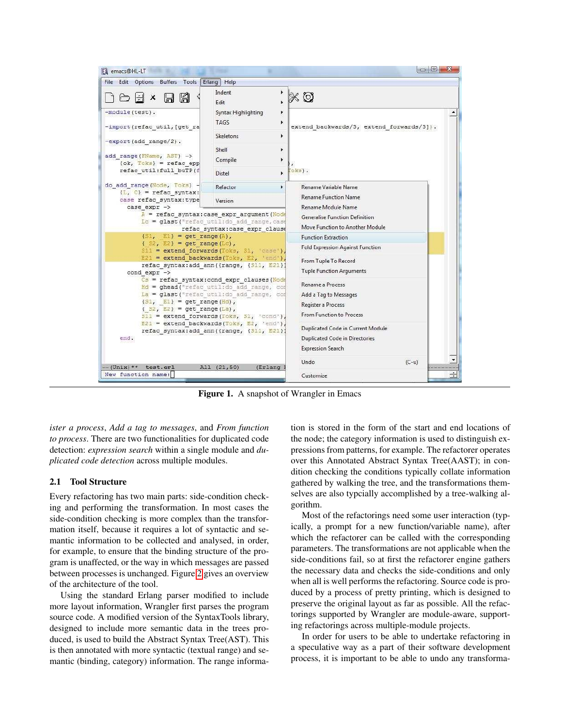Figure 1. A snapshot of Wrangler in Emacs

*ister a process*, *Add a tag to messages*, and *From function to process*. There are two functionalities for duplicated code detection: *expression search* within a single module and *duplicated code detection* across multiple modules.

### 2.1 Tool Structure

Every refactoring has two main parts: side-condition checking and performing the transformation. In most cases the side-condition checking is more complex than the transformation itself, because it requires a lot of syntactic and semantic information to be collected and analysed, in order, for example, to ensure that the binding structure of the program is unaffected, or the way in which messages are passed between processes is unchanged. Figure 2 gives an overview of the architecture of the tool.

Using the standard Erlang parser modified to include more layout information, Wrangler first parses the program source code. A modified version of the SyntaxTools library, designed to include more semantic data in the trees produced, is used to build the Abstract Syntax Tree(AST). This is then annotated with more syntactic (textual range) and semantic (binding, category) information. The range information is stored in the form of the start and end locations of the node; the category information is used to distinguish expressions from patterns, for example. The refactorer operates over this Annotated Abstract Syntax Tree(AAST); in condition checking the conditions typically collate information gathered by walking the tree, and the transformations themselves are also typcially accomplished by a tree-walking algorithm.

Most of the refactorings need some user interaction (typically, a prompt for a new function/variable name), after which the refactorer can be called with the corresponding parameters. The transformations are not applicable when the side-conditions fail, so at first the refactorer engine gathers the necessary data and checks the side-conditions and only when all is well performs the refactoring. Source code is produced by a process of pretty printing, which is designed to preserve the original layout as far as possible. All the refactorings supported by Wrangler are module-aware, supporting refactorings across multiple-module projects.

In order for users to be able to undertake refactoring in a speculative way as a part of their software development process, it is important to be able to undo any transforma-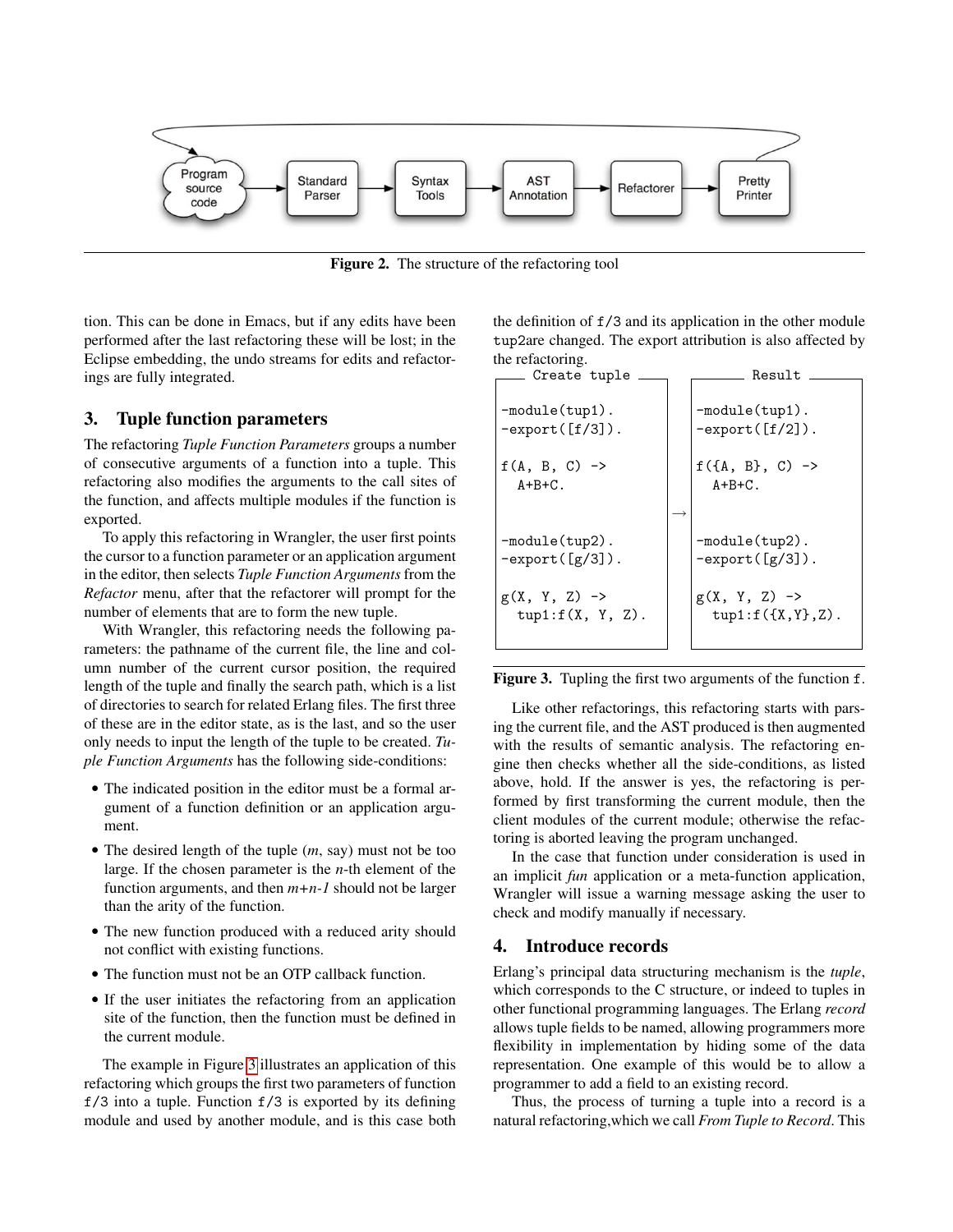Program source code → Standard Parser → Syntax Tools → AST Annotation → Refactorer → Pretty Printer

**Figure 2.** The structure of the refactoring tool

tion. This can be done in Emacs, but if any edits have been performed after the last refactoring these will be lost; in the Eclipse embedding, the undo streams for edits and refactorings are fully integrated.

## 3. Tuple function parameters

The refactoring *Tuple Function Parameters* groups a number of consecutive arguments of a function into a tuple. This refactoring also modifies the arguments to the call sites of the function, and affects multiple modules if the function is exported.

To apply this refactoring in Wrangler, the user first points the cursor to a function parameter or an application argument in the editor, then selects *Tuple Function Arguments* from the *Refactor* menu, after that the refactorer will prompt for the number of elements that are to form the new tuple.

With Wrangler, this refactoring needs the following parameters: the pathname of the current file, the line and column number of the current cursor position, the required length of the tuple and finally the search path, which is a list of directories to search for related Erlang files. The first three of these are in the editor state, as is the last, and so the user only needs to input the length of the tuple to be created. *Tuple Function Arguments* has the following side-conditions:

- The indicated position in the editor must be a formal argument of a function definition or an application argument.
- The desired length of the tuple ($m$, say) must not be too large. If the chosen parameter is the $n$-th element of the function arguments, and then $m$+$n$-$1$ should not be larger than the arity of the function.
- The new function produced with a reduced arity should not conflict with existing functions.
- The function must not be an OTP callback function.
- If the user initiates the refactoring from an application site of the function, then the function must be defined in the current module.

The example in Figure 3 illustrates an application of this refactoring which groups the first two parameters of function f/3 into a tuple. Function f/3 is exported by its defining module and used by another module, and is this case both the definition of f/3 and its application in the other module tup2are changed. The export attribution is also affected by the refactoring.

Create tuple

```
-module(tup1).
-export([f/3]).

f(A, B, C) ->
  A+B+C.


-module(tup2).
-export([g/3]).

g(X, Y, Z) ->
  tup1:f(X, Y, Z).
```

→

Result

```
-module(tup1).
-export([f/2]).

f({A, B}, C) ->
  A+B+C.


-module(tup2).
-export([g/3]).

g(X, Y, Z) ->
  tup1:f({X,Y},Z).
```

**Figure 3.** Tupling the first two arguments of the function f.

Like other refactorings, this refactoring starts with parsing the current file, and the AST produced is then augmented with the results of semantic analysis. The refactoring engine then checks whether all the side-conditions, as listed above, hold. If the answer is yes, the refactoring is performed by first transforming the current module, then the client modules of the current module; otherwise the refactoring is aborted leaving the program unchanged.

In the case that function under consideration is used in an implicit *fun* application or a meta-function application, Wrangler will issue a warning message asking the user to check and modify manually if necessary.

## 4. Introduce records

Erlang's principal data structuring mechanism is the *tuple*, which corresponds to the C structure, or indeed to tuples in other functional programming languages. The Erlang *record* allows tuple fields to be named, allowing programmers more flexibility in implementation by hiding some of the data representation. One example of this would be to allow a programmer to add a field to an existing record.

Thus, the process of turning a tuple into a record is a natural refactoring,which we call *From Tuple to Record*. This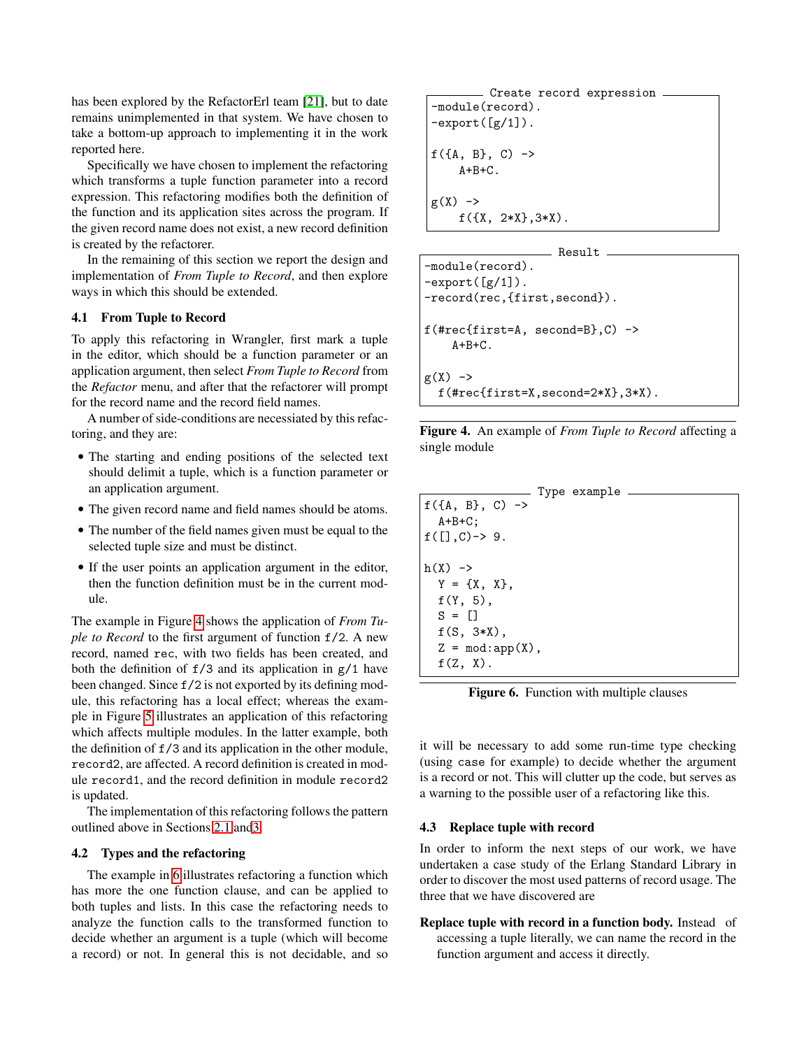has been explored by the RefactorErl team [21], but to date remains unimplemented in that system. We have chosen to take a bottom-up approach to implementing it in the work reported here.

Specifically we have chosen to implement the refactoring which transforms a tuple function parameter into a record expression. This refactoring modifies both the definition of the function and its application sites across the program. If the given record name does not exist, a new record definition is created by the refactorer.

In the remaining of this section we report the design and implementation of *From Tuple to Record*, and then explore ways in which this should be extended.

### 4.1 From Tuple to Record

To apply this refactoring in Wrangler, first mark a tuple in the editor, which should be a function parameter or an application argument, then select *From Tuple to Record* from the *Refactor* menu, and after that the refactorer will prompt for the record name and the record field names.

A number of side-conditions are necessiated by this refactoring, and they are:

- The starting and ending positions of the selected text should delimit a tuple, which is a function parameter or an application argument.
- The given record name and field names should be atoms.
- The number of the field names given must be equal to the selected tuple size and must be distinct.
- If the user points an application argument in the editor, then the function definition must be in the current module.

The example in Figure 4 shows the application of *From Tuple to Record* to the first argument of function `f/2`. A new record, named `rec`, with two fields has been created, and both the definition of `f/3` and its application in `g/1` have been changed. Since `f/2` is not exported by its defining module, this refactoring has a local effect; whereas the example in Figure 5 illustrates an application of this refactoring which affects multiple modules. In the latter example, both the definition of `f/3` and its application in the other module, `record2`, are affected. A record definition is created in module `record1`, and the record definition in module `record2` is updated.

The implementation of this refactoring follows the pattern outlined above in Sections 2.1 and 3.

Create record expression
```
-module(record).
-export([g/1]).

f({A, B}, C) ->
    A+B+C.

g(X) ->
    f({X, 2*X},3*X).
```

Result
```
-module(record).
-export([g/1]).
-record(rec,{first,second}).

f(#rec{first=A, second=B},C) ->
    A+B+C.

g(X) ->
  f(#rec{first=X,second=2*X},3*X).
```

**Figure 4.** An example of *From Tuple to Record* affecting a single module

Type example
```
f({A, B}, C) ->
  A+B+C;
f([],C)-> 9.

h(X) ->
  Y = {X, X},
  f(Y, 5),
  S = []
  f(S, 3*X),
  Z = mod:app(X),
  f(Z, X).
```

**Figure 6.** Function with multiple clauses

### 4.2 Types and the refactoring

The example in 6 illustrates refactoring a function which has more the one function clause, and can be applied to both tuples and lists. In this case the refactoring needs to analyze the function calls to the transformed function to decide whether an argument is a tuple (which will become a record) or not. In general this is not decidable, and so it will be necessary to add some run-time type checking (using `case` for example) to decide whether the argument is a record or not. This will clutter up the code, but serves as a warning to the possible user of a refactoring like this.

### 4.3 Replace tuple with record

In order to inform the next steps of our work, we have undertaken a case study of the Erlang Standard Library in order to discover the most used patterns of record usage. The three that we have discovered are

**Replace tuple with record in a function body.** Instead of accessing a tuple literally, we can name the record in the function argument and access it directly.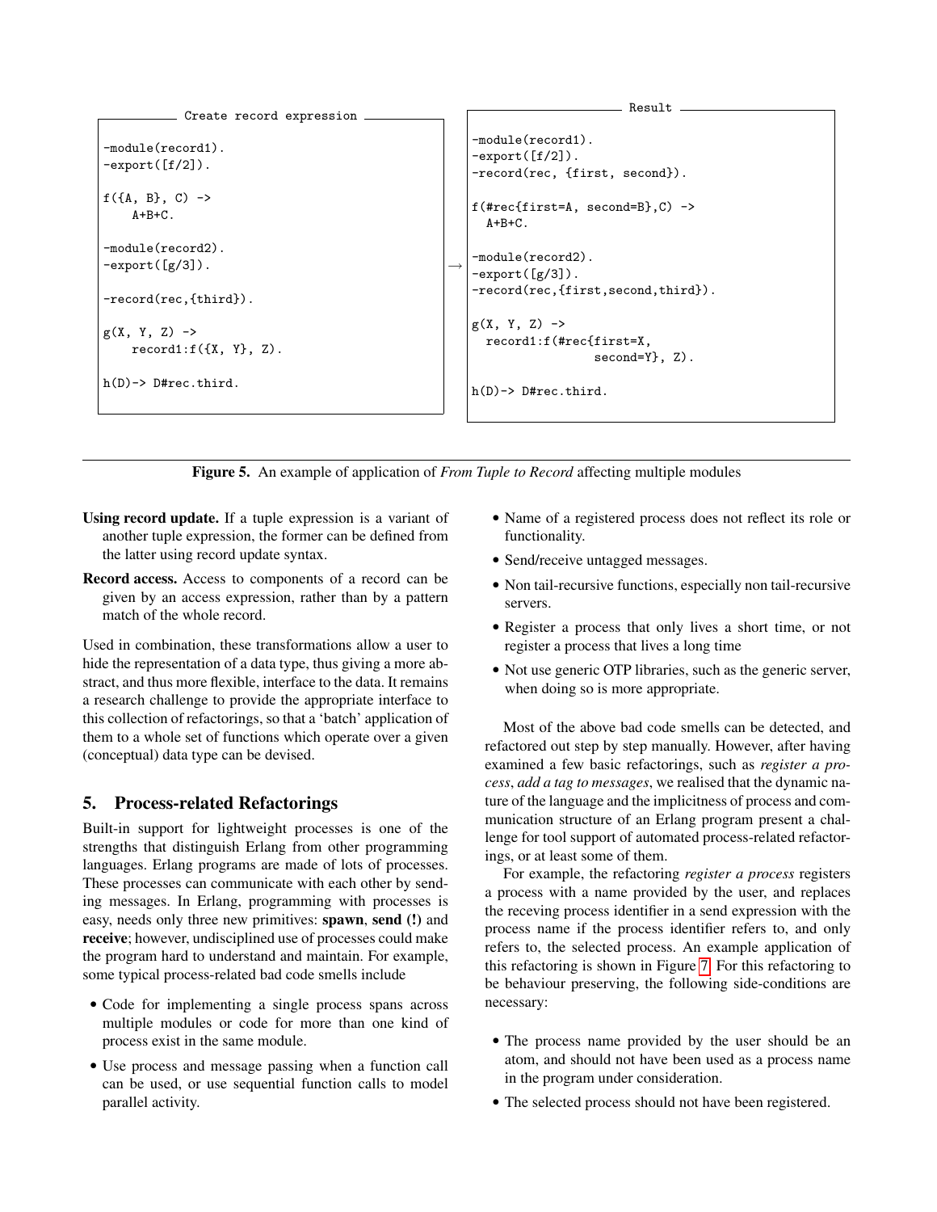**Create record expression**

```
-module(record1).
-export([f/2]).

f({A, B}, C) ->
    A+B+C.

-module(record2).
-export([g/3]).

-record(rec,{third}).

g(X, Y, Z) ->
    record1:f({X, Y}, Z).

h(D)-> D#rec.third.
```

→

**Result**

```
-module(record1).
-export([f/2]).
-record(rec, {first, second}).

f(#rec{first=A, second=B},C) ->
  A+B+C.

-module(record2).
-export([g/3]).
-record(rec,{first,second,third}).

g(X, Y, Z) ->
  record1:f(#rec{first=X,
                 second=Y}, Z).

h(D)-> D#rec.third.
```

**Figure 5.** An example of application of *From Tuple to Record* affecting multiple modules

**Using record update.** If a tuple expression is a variant of another tuple expression, the former can be defined from the latter using record update syntax.

**Record access.** Access to components of a record can be given by an access expression, rather than by a pattern match of the whole record.

Used in combination, these transformations allow a user to hide the representation of a data type, thus giving a more abstract, and thus more flexible, interface to the data. It remains a research challenge to provide the appropriate interface to this collection of refactorings, so that a 'batch' application of them to a whole set of functions which operate over a given (conceptual) data type can be devised.

## 5. Process-related Refactorings

Built-in support for lightweight processes is one of the strengths that distinguish Erlang from other programming languages. Erlang programs are made of lots of processes. These processes can communicate with each other by sending messages. In Erlang, programming with processes is easy, needs only three new primitives: **spawn**, **send (!)** and **receive**; however, undisciplined use of processes could make the program hard to understand and maintain. For example, some typical process-related bad code smells include

- Code for implementing a single process spans across multiple modules or code for more than one kind of process exist in the same module.
- Use process and message passing when a function call can be used, or use sequential function calls to model parallel activity.
- Name of a registered process does not reflect its role or functionality.
- Send/receive untagged messages.
- Non tail-recursive functions, especially non tail-recursive servers.
- Register a process that only lives a short time, or not register a process that lives a long time
- Not use generic OTP libraries, such as the generic server, when doing so is more appropriate.

Most of the above bad code smells can be detected, and refactored out step by step manually. However, after having examined a few basic refactorings, such as *register a process*, *add a tag to messages*, we realised that the dynamic nature of the language and the implicitness of process and communication structure of an Erlang program present a challenge for tool support of automated process-related refactorings, or at least some of them.

For example, the refactoring *register a process* registers a process with a name provided by the user, and replaces the receving process identifier in a send expression with the process name if the process identifier refers to, and only refers to, the selected process. An example application of this refactoring is shown in Figure 7. For this refactoring to be behaviour preserving, the following side-conditions are necessary:

- The process name provided by the user should be an atom, and should not have been used as a process name in the program under consideration.
- The selected process should not have been registered.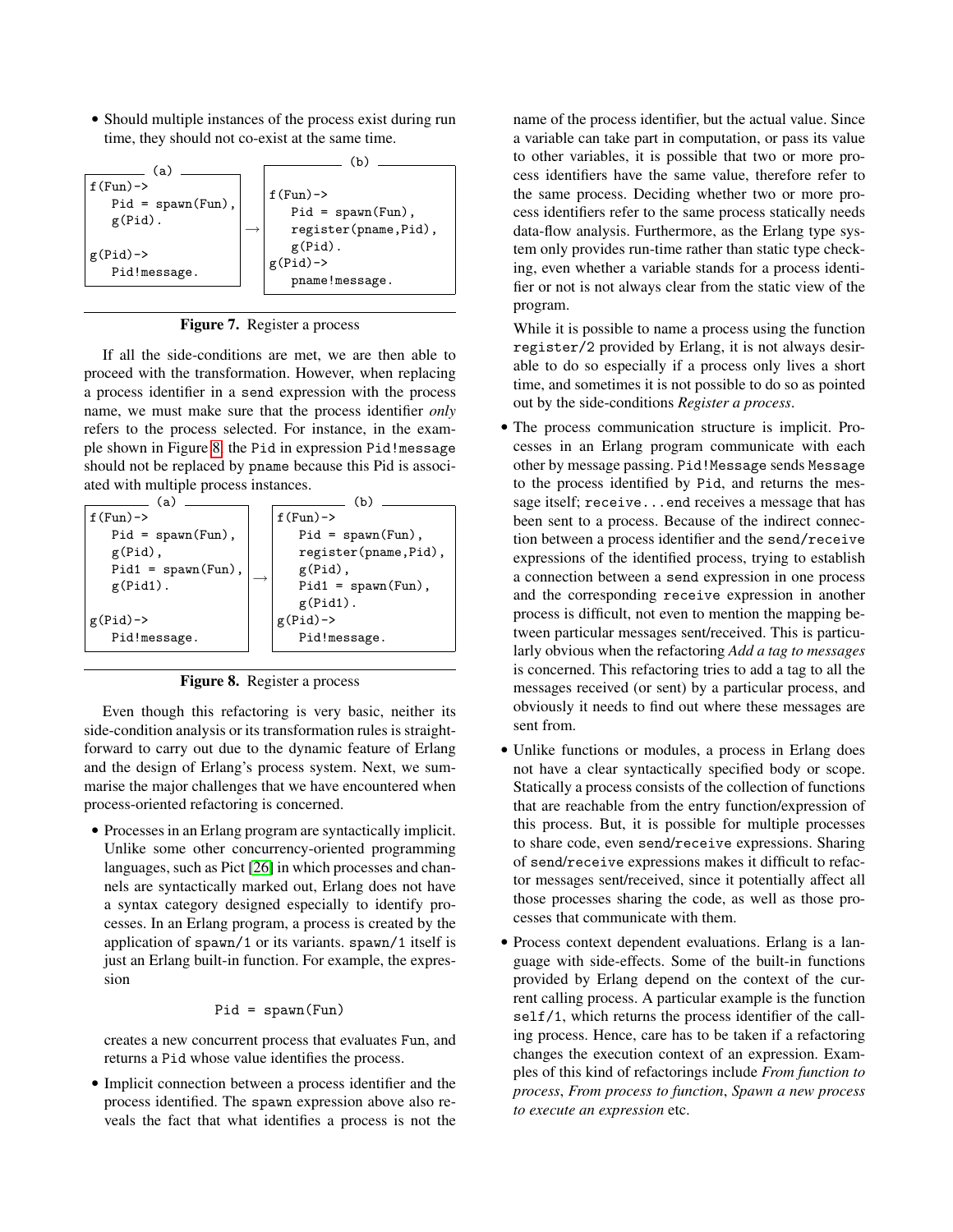- Should multiple instances of the process exist during run time, they should not co-exist at the same time.

(a)

```
f(Fun)->
   Pid = spawn(Fun),
   g(Pid).

g(Pid)->
   Pid!message.
```

→

(b)

```
f(Fun)->
   Pid = spawn(Fun),
   register(pname,Pid),
   g(Pid).
g(Pid)->
   pname!message.
```

**Figure 7.** Register a process

If all the side-conditions are met, we are then able to proceed with the transformation. However, when replacing a process identifier in a send expression with the process name, we must make sure that the process identifier *only* refers to the process selected. For instance, in the example shown in Figure 8, the Pid in expression Pid!message should not be replaced by pname because this Pid is associated with multiple process instances.

(a)

```
f(Fun)->
   Pid = spawn(Fun),
   g(Pid),
   Pid1 = spawn(Fun),
   g(Pid1).

g(Pid)->
   Pid!message.
```

→

(b)

```
f(Fun)->
   Pid = spawn(Fun),
   register(pname,Pid),
   g(Pid),
   Pid1 = spawn(Fun),
   g(Pid1).
g(Pid)->
   Pid!message.
```

**Figure 8.** Register a process

Even though this refactoring is very basic, neither its side-condition analysis or its transformation rules is straightforward to carry out due to the dynamic feature of Erlang and the design of Erlang's process system. Next, we summarise the major challenges that we have encountered when process-oriented refactoring is concerned.

- Processes in an Erlang program are syntactically implicit. Unlike some other concurrency-oriented programming languages, such as Pict [26] in which processes and channels are syntactically marked out, Erlang does not have a syntax category designed especially to identify processes. In an Erlang program, a process is created by the application of spawn/1 or its variants. spawn/1 itself is just an Erlang built-in function. For example, the expression

  ```
  Pid = spawn(Fun)
  ```

  creates a new concurrent process that evaluates Fun, and returns a Pid whose value identifies the process.

- Implicit connection between a process identifier and the process identified. The spawn expression above also reveals the fact that what identifies a process is not the name of the process identifier, but the actual value. Since a variable can take part in computation, or pass its value to other variables, it is possible that two or more process identifiers have the same value, therefore refer to the same process. Deciding whether two or more process identifiers refer to the same process statically needs data-flow analysis. Furthermore, as the Erlang type system only provides run-time rather than static type checking, even whether a variable stands for a process identifier or not is not always clear from the static view of the program.

  While it is possible to name a process using the function register/2 provided by Erlang, it is not always desirable to do so especially if a process only lives a short time, and sometimes it is not possible to do so as pointed out by the side-conditions *Register a process*.

- The process communication structure is implicit. Processes in an Erlang program communicate with each other by message passing. Pid!Message sends Message to the process identified by Pid, and returns the message itself; receive...end receives a message that has been sent to a process. Because of the indirect connection between a process identifier and the send/receive expressions of the identified process, trying to establish a connection between a send expression in one process and the corresponding receive expression in another process is difficult, not even to mention the mapping between particular messages sent/received. This is particularly obvious when the refactoring *Add a tag to messages* is concerned. This refactoring tries to add a tag to all the messages received (or sent) by a particular process, and obviously it needs to find out where these messages are sent from.

- Unlike functions or modules, a process in Erlang does not have a clear syntactically specified body or scope. Statically a process consists of the collection of functions that are reachable from the entry function/expression of this process. But, it is possible for multiple processes to share code, even send/receive expressions. Sharing of send/receive expressions makes it difficult to refactor messages sent/received, since it potentially affect all those processes sharing the code, as well as those processes that communicate with them.

- Process context dependent evaluations. Erlang is a language with side-effects. Some of the built-in functions provided by Erlang depend on the context of the current calling process. A particular example is the function self/1, which returns the process identifier of the calling process. Hence, care has to be taken if a refactoring changes the execution context of an expression. Examples of this kind of refactorings include *From function to process*, *From process to function*, *Spawn a new process to execute an expression* etc.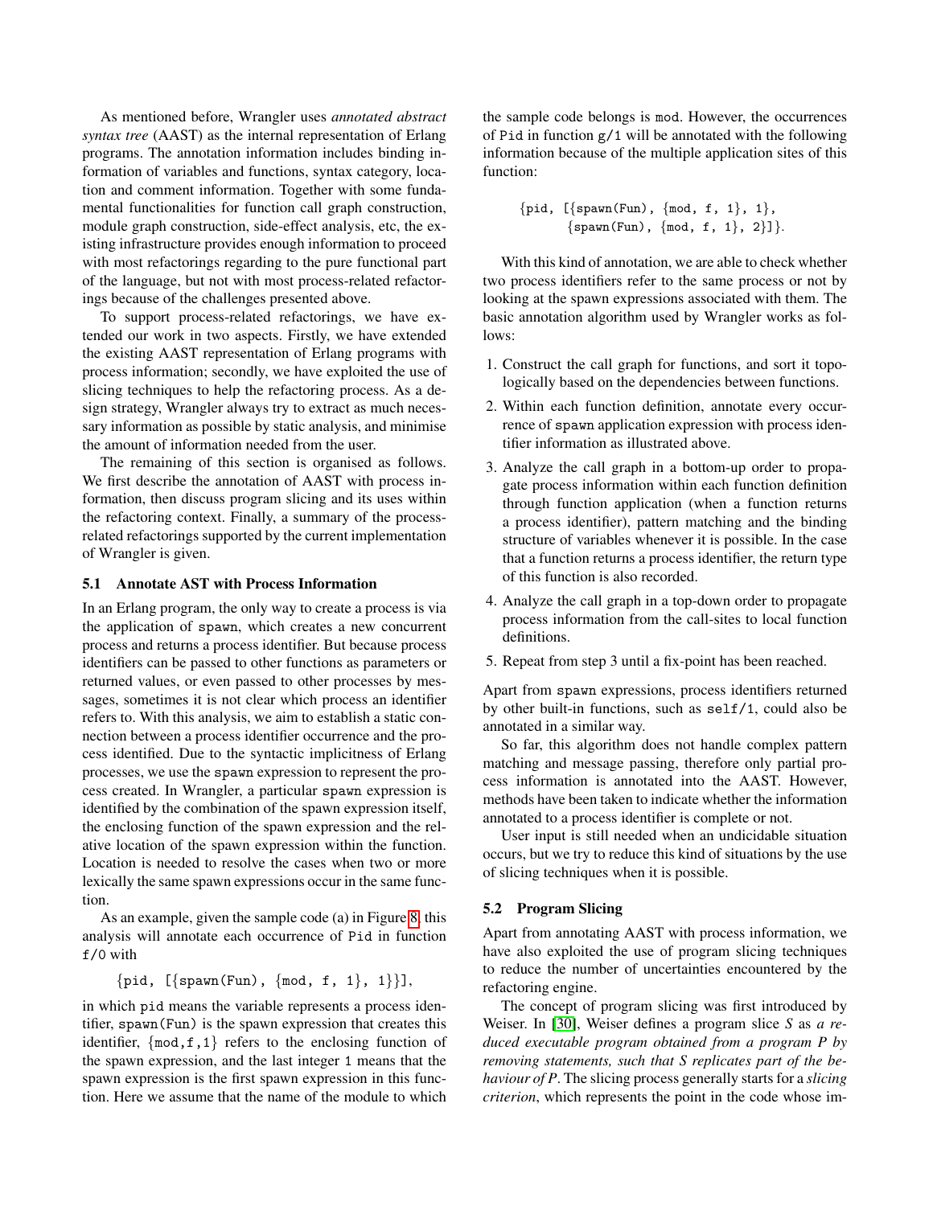As mentioned before, Wrangler uses *annotated abstract syntax tree* (AAST) as the internal representation of Erlang programs. The annotation information includes binding information of variables and functions, syntax category, location and comment information. Together with some fundamental functionalities for function call graph construction, module graph construction, side-effect analysis, etc, the existing infrastructure provides enough information to proceed with most refactorings regarding to the pure functional part of the language, but not with most process-related refactorings because of the challenges presented above.

To support process-related refactorings, we have extended our work in two aspects. Firstly, we have extended the existing AAST representation of Erlang programs with process information; secondly, we have exploited the use of slicing techniques to help the refactoring process. As a design strategy, Wrangler always try to extract as much necessary information as possible by static analysis, and minimise the amount of information needed from the user.

The remaining of this section is organised as follows. We first describe the annotation of AAST with process information, then discuss program slicing and its uses within the refactoring context. Finally, a summary of the process-related refactorings supported by the current implementation of Wrangler is given.

### 5.1 Annotate AST with Process Information

In an Erlang program, the only way to create a process is via the application of `spawn`, which creates a new concurrent process and returns a process identifier. But because process identifiers can be passed to other functions as parameters or returned values, or even passed to other processes by messages, sometimes it is not clear which process an identifier refers to. With this analysis, we aim to establish a static connection between a process identifier occurrence and the process identified. Due to the syntactic implicitness of Erlang processes, we use the `spawn` expression to represent the process created. In Wrangler, a particular `spawn` expression is identified by the combination of the spawn expression itself, the enclosing function of the spawn expression and the relative location of the spawn expression within the function. Location is needed to resolve the cases when two or more lexically the same spawn expressions occur in the same function.

As an example, given the sample code (a) in Figure 8, this analysis will annotate each occurrence of `Pid` in function `f/0` with

```
{pid, [{spawn(Fun), {mod, f, 1}, 1}]},
```

in which `pid` means the variable represents a process identifier, `spawn(Fun)` is the spawn expression that creates this identifier, `{mod,f,1}` refers to the enclosing function of the spawn expression, and the last integer `1` means that the spawn expression is the first spawn expression in this function. Here we assume that the name of the module to which the sample code belongs is `mod`. However, the occurrences of `Pid` in function `g/1` will be annotated with the following information because of the multiple application sites of this function:

```
{pid, [{spawn(Fun), {mod, f, 1}, 1},
       {spawn(Fun), {mod, f, 1}, 2}]}.
```

With this kind of annotation, we are able to check whether two process identifiers refer to the same process or not by looking at the spawn expressions associated with them. The basic annotation algorithm used by Wrangler works as follows:

1. Construct the call graph for functions, and sort it topologically based on the dependencies between functions.
2. Within each function definition, annotate every occurrence of `spawn` application expression with process identifier information as illustrated above.
3. Analyze the call graph in a bottom-up order to propagate process information within each function definition through function application (when a function returns a process identifier), pattern matching and the binding structure of variables whenever it is possible. In the case that a function returns a process identifier, the return type of this function is also recorded.
4. Analyze the call graph in a top-down order to propagate process information from the call-sites to local function definitions.
5. Repeat from step 3 until a fix-point has been reached.

Apart from `spawn` expressions, process identifiers returned by other built-in functions, such as `self/1`, could also be annotated in a similar way.

So far, this algorithm does not handle complex pattern matching and message passing, therefore only partial process information is annotated into the AAST. However, methods have been taken to indicate whether the information annotated to a process identifier is complete or not.

User input is still needed when an undicidable situation occurs, but we try to reduce this kind of situations by the use of slicing techniques when it is possible.

### 5.2 Program Slicing

Apart from annotating AAST with process information, we have also exploited the use of program slicing techniques to reduce the number of uncertainties encountered by the refactoring engine.

The concept of program slicing was first introduced by Weiser. In [30], Weiser defines a program slice *S* as *a reduced executable program obtained from a program P by removing statements, such that S replicates part of the behaviour of P*. The slicing process generally starts for a *slicing criterion*, which represents the point in the code whose im-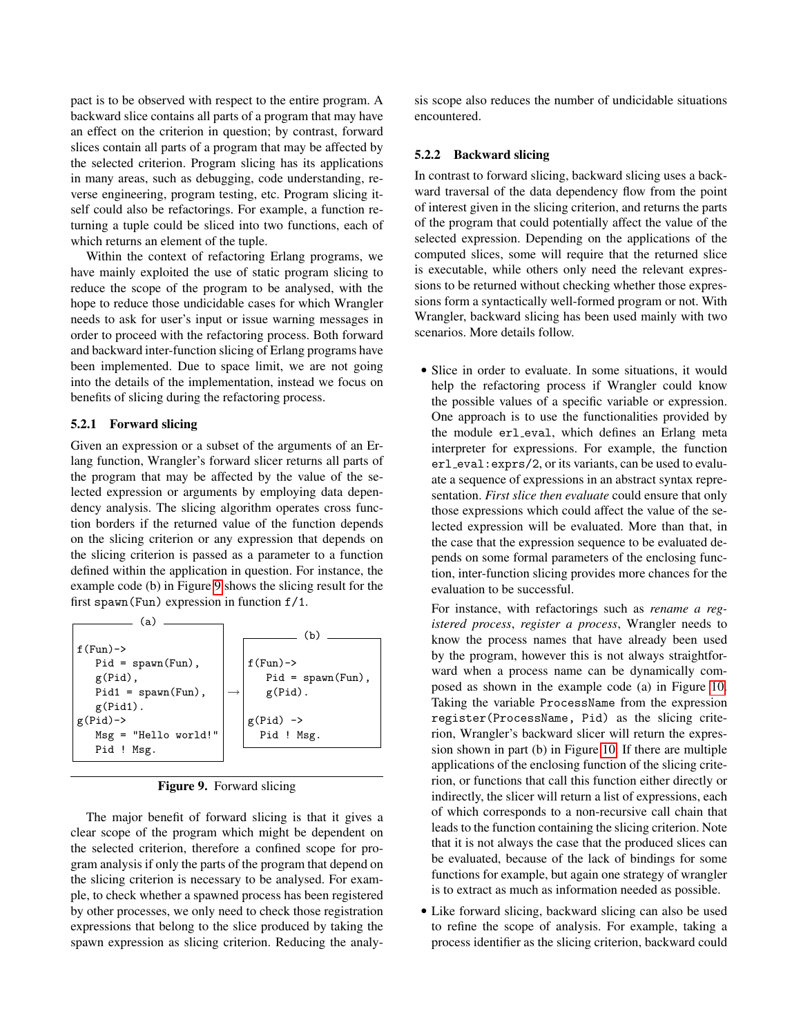pact is to be observed with respect to the entire program. A backward slice contains all parts of a program that may have an effect on the criterion in question; by contrast, forward slices contain all parts of a program that may be affected by the selected criterion. Program slicing has its applications in many areas, such as debugging, code understanding, reverse engineering, program testing, etc. Program slicing itself could also be refactorings. For example, a function returning a tuple could be sliced into two functions, each of which returns an element of the tuple.

Within the context of refactoring Erlang programs, we have mainly exploited the use of static program slicing to reduce the scope of the program to be analysed, with the hope to reduce those undicidable cases for which Wrangler needs to ask for user's input or issue warning messages in order to proceed with the refactoring process. Both forward and backward inter-function slicing of Erlang programs have been implemented. Due to space limit, we are not going into the details of the implementation, instead we focus on benefits of slicing during the refactoring process.

### 5.2.1 Forward slicing

Given an expression or a subset of the arguments of an Erlang function, Wrangler's forward slicer returns all parts of the program that may be affected by the value of the selected expression or arguments by employing data dependency analysis. The slicing algorithm operates cross function borders if the returned value of the function depends on the slicing criterion or any expression that depends on the slicing criterion is passed as a parameter to a function defined within the application in question. For instance, the example code (b) in Figure 9 shows the slicing result for the first `spawn(Fun)` expression in function `f/1`.

(a)

```
f(Fun)->
   Pid = spawn(Fun),
   g(Pid),
   Pid1 = spawn(Fun),
   g(Pid1).
g(Pid)->
   Msg = "Hello world!"
   Pid ! Msg.
```

→

(b)

```
f(Fun)->
   Pid = spawn(Fun),
   g(Pid).

g(Pid) ->
  Pid ! Msg.
```

**Figure 9.** Forward slicing

The major benefit of forward slicing is that it gives a clear scope of the program which might be dependent on the selected criterion, therefore a confined scope for program analysis if only the parts of the program that depend on the slicing criterion is necessary to be analysed. For example, to check whether a spawned process has been registered by other processes, we only need to check those registration expressions that belong to the slice produced by taking the spawn expression as slicing criterion. Reducing the analysis scope also reduces the number of undicidable situations encountered.

### 5.2.2 Backward slicing

In contrast to forward slicing, backward slicing uses a backward traversal of the data dependency flow from the point of interest given in the slicing criterion, and returns the parts of the program that could potentially affect the value of the selected expression. Depending on the applications of the computed slices, some will require that the returned slice is executable, while others only need the relevant expressions to be returned without checking whether those expressions form a syntactically well-formed program or not. With Wrangler, backward slicing has been used mainly with two scenarios. More details follow.

- Slice in order to evaluate. In some situations, it would help the refactoring process if Wrangler could know the possible values of a specific variable or expression. One approach is to use the functionalities provided by the module `erl_eval`, which defines an Erlang meta interpreter for expressions. For example, the function `erl_eval:exprs/2`, or its variants, can be used to evaluate a sequence of expressions in an abstract syntax representation. *First slice then evaluate* could ensure that only those expressions which could affect the value of the selected expression will be evaluated. More than that, in the case that the expression sequence to be evaluated depends on some formal parameters of the enclosing function, inter-function slicing provides more chances for the evaluation to be successful.

  For instance, with refactorings such as *rename a registered process*, *register a process*, Wrangler needs to know the process names that have already been used by the program, however this is not always straightforward when a process name can be dynamically composed as shown in the example code (a) in Figure 10. Taking the variable `ProcessName` from the expression `register(ProcessName, Pid)` as the slicing criterion, Wrangler's backward slicer will return the expression shown in part (b) in Figure 10. If there are multiple applications of the enclosing function of the slicing criterion, or functions that call this function either directly or indirectly, the slicer will return a list of expressions, each of which corresponds to a non-recursive call chain that leads to the function containing the slicing criterion. Note that it is not always the case that the produced slices can be evaluated, because of the lack of bindings for some functions for example, but again one strategy of wrangler is to extract as much as information needed as possible.

- Like forward slicing, backward slicing can also be used to refine the scope of analysis. For example, taking a process identifier as the slicing criterion, backward could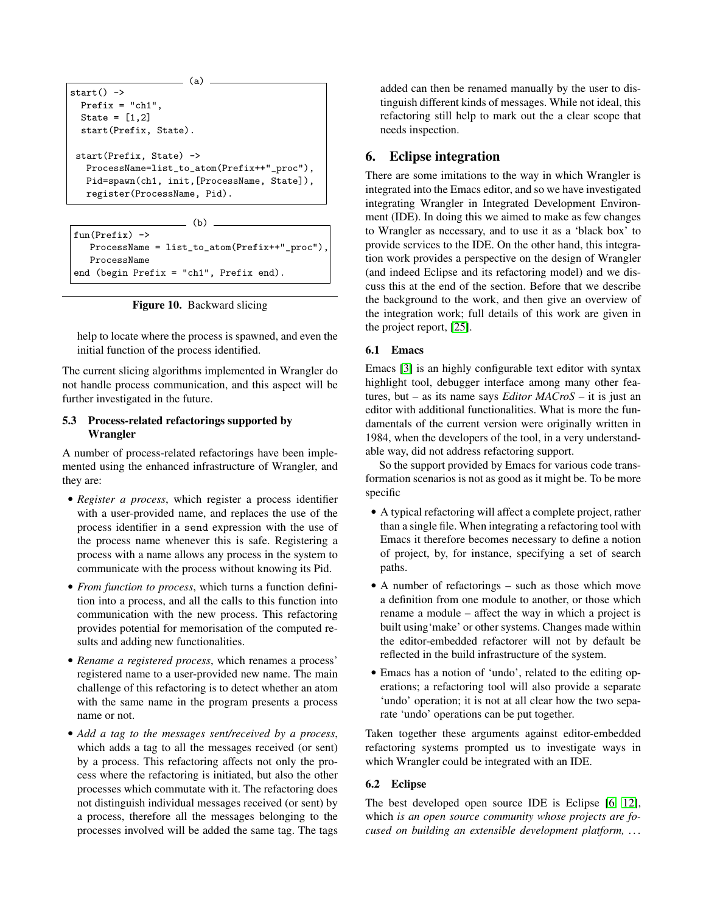(a)

```
start() ->
  Prefix = "ch1",
  State = [1,2]
  start(Prefix, State).

 start(Prefix, State) ->
   ProcessName=list_to_atom(Prefix++"_proc"),
   Pid=spawn(ch1, init,[ProcessName, State]),
   register(ProcessName, Pid).
```

(b)

```
fun(Prefix) ->
   ProcessName = list_to_atom(Prefix++"_proc"),
   ProcessName
end (begin Prefix = "ch1", Prefix end).
```

**Figure 10.** Backward slicing

help to locate where the process is spawned, and even the initial function of the process identified.

The current slicing algorithms implemented in Wrangler do not handle process communication, and this aspect will be further investigated in the future.

### 5.3 Process-related refactorings supported by Wrangler

A number of process-related refactorings have been implemented using the enhanced infrastructure of Wrangler, and they are:

- *Register a process*, which register a process identifier with a user-provided name, and replaces the use of the process identifier in a send expression with the use of the process name whenever this is safe. Registering a process with a name allows any process in the system to communicate with the process without knowing its Pid.
- *From function to process*, which turns a function definition into a process, and all the calls to this function into communication with the new process. This refactoring provides potential for memorisation of the computed results and adding new functionalities.
- *Rename a registered process*, which renames a process' registered name to a user-provided new name. The main challenge of this refactoring is to detect whether an atom with the same name in the program presents a process name or not.
- *Add a tag to the messages sent/received by a process*, which adds a tag to all the messages received (or sent) by a process. This refactoring affects not only the process where the refactoring is initiated, but also the other processes which commutate with it. The refactoring does not distinguish individual messages received (or sent) by a process, therefore all the messages belonging to the processes involved will be added the same tag. The tags added can then be renamed manually by the user to distinguish different kinds of messages. While not ideal, this refactoring still help to mark out the a clear scope that needs inspection.

## 6. Eclipse integration

There are some imitations to the way in which Wrangler is integrated into the Emacs editor, and so we have investigated integrating Wrangler in Integrated Development Environment (IDE). In doing this we aimed to make as few changes to Wrangler as necessary, and to use it as a 'black box' to provide services to the IDE. On the other hand, this integration work provides a perspective on the design of Wrangler (and indeed Eclipse and its refactoring model) and we discuss this at the end of the section. Before that we describe the background to the work, and then give an overview of the integration work; full details of this work are given in the project report, [25].

### 6.1 Emacs

Emacs [3] is an highly configurable text editor with syntax highlight tool, debugger interface among many other features, but – as its name says *Editor MACroS* – it is just an editor with additional functionalities. What is more the fundamentals of the current version were originally written in 1984, when the developers of the tool, in a very understandable way, did not address refactoring support.

So the support provided by Emacs for various code transformation scenarios is not as good as it might be. To be more specific

- A typical refactoring will affect a complete project, rather than a single file. When integrating a refactoring tool with Emacs it therefore becomes necessary to define a notion of project, by, for instance, specifying a set of search paths.
- A number of refactorings – such as those which move a definition from one module to another, or those which rename a module – affect the way in which a project is built using'make' or other systems. Changes made within the editor-embedded refactorer will not by default be reflected in the build infrastructure of the system.
- Emacs has a notion of 'undo', related to the editing operations; a refactoring tool will also provide a separate 'undo' operation; it is not at all clear how the two separate 'undo' operations can be put together.

Taken together these arguments against editor-embedded refactoring systems prompted us to investigate ways in which Wrangler could be integrated with an IDE.

### 6.2 Eclipse

The best developed open source IDE is Eclipse [6, 12], which *is an open source community whose projects are focused on building an extensible development platform, ...*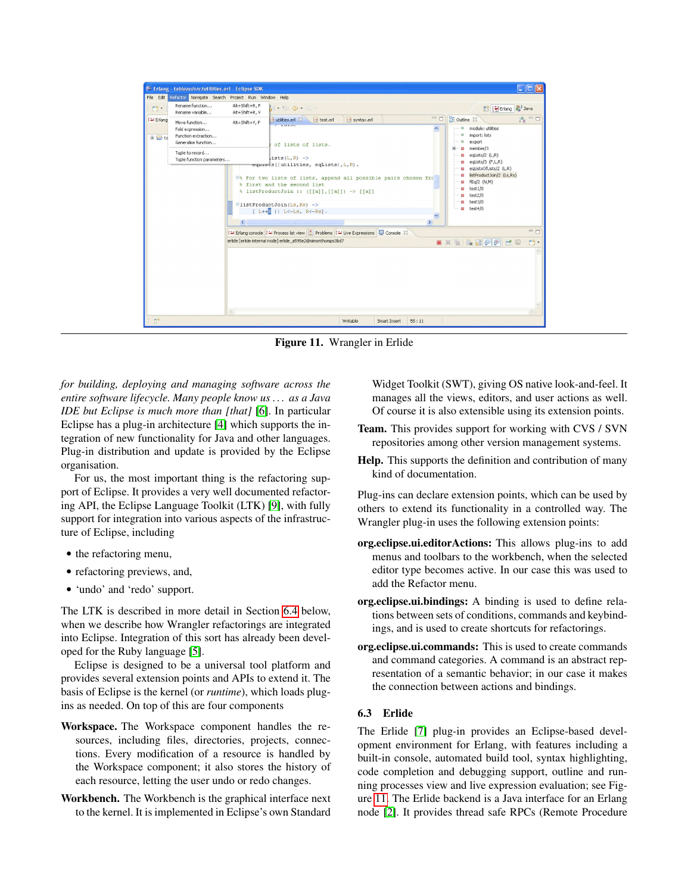**Figure 11.** Wrangler in Erlide

*for building, deploying and managing software across the entire software lifecycle. Many people know us . . . as a Java IDE but Eclipse is much more than [that]* [6]. In particular Eclipse has a plug-in architecture [4] which supports the integration of new functionality for Java and other languages. Plug-in distribution and update is provided by the Eclipse organisation.

For us, the most important thing is the refactoring support of Eclipse. It provides a very well documented refactoring API, the Eclipse Language Toolkit (LTK) [9], with fully support for integration into various aspects of the infrastructure of Eclipse, including

- the refactoring menu,
- refactoring previews, and,
- 'undo' and 'redo' support.

The LTK is described in more detail in Section 6.4 below, when we describe how Wrangler refactorings are integrated into Eclipse. Integration of this sort has already been developed for the Ruby language [5].

Eclipse is designed to be a universal tool platform and provides several extension points and APIs to extend it. The basis of Eclipse is the kernel (or *runtime*), which loads plug-ins as needed. On top of this are four components

**Workspace.** The Workspace component handles the resources, including files, directories, projects, connections. Every modification of a resource is handled by the Workspace component; it also stores the history of each resource, letting the user undo or redo changes.

**Workbench.** The Workbench is the graphical interface next to the kernel. It is implemented in Eclipse's own Standard Widget Toolkit (SWT), giving OS native look-and-feel. It manages all the views, editors, and user actions as well. Of course it is also extensible using its extension points.

**Team.** This provides support for working with CVS / SVN repositories among other version management systems.

**Help.** This supports the definition and contribution of many kind of documentation.

Plug-ins can declare extension points, which can be used by others to extend its functionality in a controlled way. The Wrangler plug-in uses the following extension points:

**org.eclipse.ui.editorActions:** This allows plug-ins to add menus and toolbars to the workbench, when the selected editor type becomes active. In our case this was used to add the Refactor menu.

**org.eclipse.ui.bindings:** A binding is used to define relations between sets of conditions, commands and keybindings, and is used to create shortcuts for refactorings.

**org.eclipse.ui.commands:** This is used to create commands and command categories. A command is an abstract representation of a semantic behavior; in our case it makes the connection between actions and bindings.

### 6.3 Erlide

The Erlide [7] plug-in provides an Eclipse-based development environment for Erlang, with features including a built-in console, automated build tool, syntax highlighting, code completion and debugging support, outline and running processes view and live expression evaluation; see Figure 11. The Erlide backend is a Java interface for an Erlang node [2]. It provides thread safe RPCs (Remote Procedure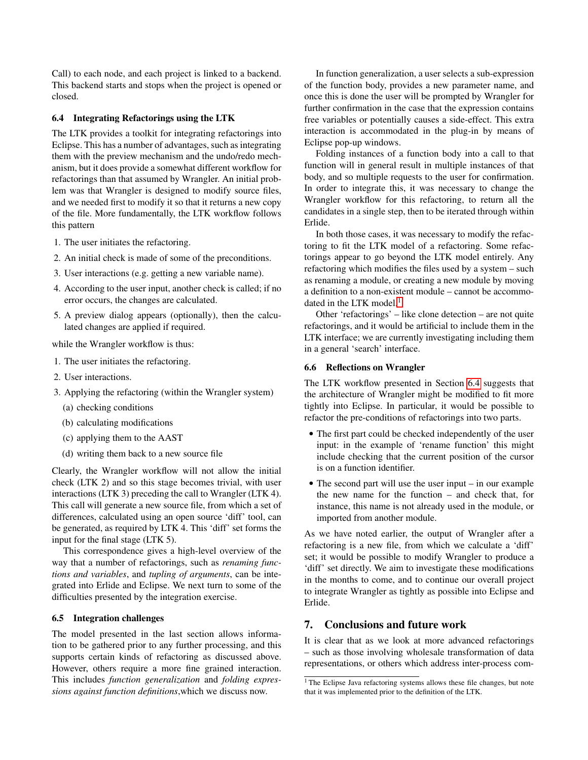Call) to each node, and each project is linked to a backend. This backend starts and stops when the project is opened or closed.

### 6.4 Integrating Refactorings using the LTK

The LTK provides a toolkit for integrating refactorings into Eclipse. This has a number of advantages, such as integrating them with the preview mechanism and the undo/redo mechanism, but it does provide a somewhat different workflow for refactorings than that assumed by Wrangler. An initial problem was that Wrangler is designed to modify source files, and we needed first to modify it so that it returns a new copy of the file. More fundamentally, the LTK workflow follows this pattern

1. The user initiates the refactoring.
2. An initial check is made of some of the preconditions.
3. User interactions (e.g. getting a new variable name).
4. According to the user input, another check is called; if no error occurs, the changes are calculated.
5. A preview dialog appears (optionally), then the calculated changes are applied if required.

while the Wrangler workflow is thus:

1. The user initiates the refactoring.
2. User interactions.
3. Applying the refactoring (within the Wrangler system)
   (a) checking conditions
   (b) calculating modifications
   (c) applying them to the AAST
   (d) writing them back to a new source file

Clearly, the Wrangler workflow will not allow the initial check (LTK 2) and so this stage becomes trivial, with user interactions (LTK 3) preceding the call to Wrangler (LTK 4). This call will generate a new source file, from which a set of differences, calculated using an open source 'diff' tool, can be generated, as required by LTK 4. This 'diff' set forms the input for the final stage (LTK 5).

This correspondence gives a high-level overview of the way that a number of refactorings, such as *renaming functions and variables*, and *tupling of arguments*, can be integrated into Erlide and Eclipse. We next turn to some of the difficulties presented by the integration exercise.

### 6.5 Integration challenges

The model presented in the last section allows information to be gathered prior to any further processing, and this supports certain kinds of refactoring as discussed above. However, others require a more fine grained interaction. This includes *function generalization* and *folding expressions against function definitions*,which we discuss now.

In function generalization, a user selects a sub-expression of the function body, provides a new parameter name, and once this is done the user will be prompted by Wrangler for further confirmation in the case that the expression contains free variables or potentially causes a side-effect. This extra interaction is accommodated in the plug-in by means of Eclipse pop-up windows.

Folding instances of a function body into a call to that function will in general result in multiple instances of that body, and so multiple requests to the user for confirmation. In order to integrate this, it was necessary to change the Wrangler workflow for this refactoring, to return all the candidates in a single step, then to be iterated through within Erlide.

In both those cases, it was necessary to modify the refactoring to fit the LTK model of a refactoring. Some refactorings appear to go beyond the LTK model entirely. Any refactoring which modifies the files used by a system – such as renaming a module, or creating a new module by moving a definition to a non-existent module – cannot be accommodated in the LTK model.[1]

Other 'refactorings' – like clone detection – are not quite refactorings, and it would be artificial to include them in the LTK interface; we are currently investigating including them in a general 'search' interface.

### 6.6 Reflections on Wrangler

The LTK workflow presented in Section 6.4 suggests that the architecture of Wrangler might be modified to fit more tightly into Eclipse. In particular, it would be possible to refactor the pre-conditions of refactorings into two parts.

- The first part could be checked independently of the user input: in the example of 'rename function' this might include checking that the current position of the cursor is on a function identifier.
- The second part will use the user input – in our example the new name for the function – and check that, for instance, this name is not already used in the module, or imported from another module.

As we have noted earlier, the output of Wrangler after a refactoring is a new file, from which we calculate a 'diff' set; it would be possible to modify Wrangler to produce a 'diff' set directly. We aim to investigate these modifications in the months to come, and to continue our overall project to integrate Wrangler as tightly as possible into Eclipse and Erlide.

## 7. Conclusions and future work

It is clear that as we look at more advanced refactorings – such as those involving wholesale transformation of data representations, or others which address inter-process com-

[1] The Eclipse Java refactoring systems allows these file changes, but note that it was implemented prior to the definition of the LTK.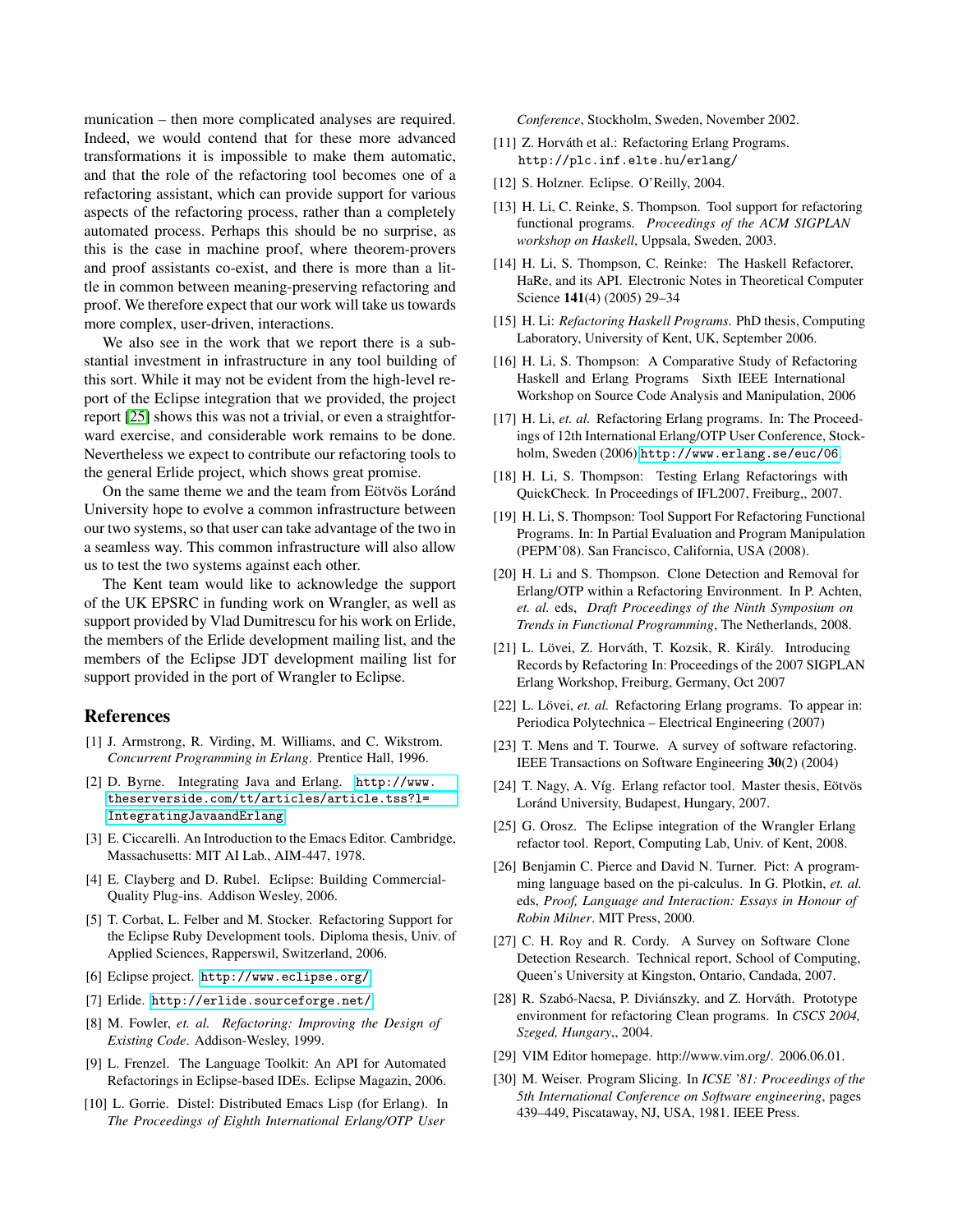munication – then more complicated analyses are required. Indeed, we would contend that for these more advanced transformations it is impossible to make them automatic, and that the role of the refactoring tool becomes one of a refactoring assistant, which can provide support for various aspects of the refactoring process, rather than a completely automated process. Perhaps this should be no surprise, as this is the case in machine proof, where theorem-provers and proof assistants co-exist, and there is more than a little in common between meaning-preserving refactoring and proof. We therefore expect that our work will take us towards more complex, user-driven, interactions.

We also see in the work that we report there is a substantial investment in infrastructure in any tool building of this sort. While it may not be evident from the high-level report of the Eclipse integration that we provided, the project report [25] shows this was not a trivial, or even a straightforward exercise, and considerable work remains to be done. Nevertheless we expect to contribute our refactoring tools to the general Erlide project, which shows great promise.

On the same theme we and the team from Eötvös Loránd University hope to evolve a common infrastructure between our two systems, so that user can take advantage of the two in a seamless way. This common infrastructure will also allow us to test the two systems against each other.

The Kent team would like to acknowledge the support of the UK EPSRC in funding work on Wrangler, as well as support provided by Vlad Dumitrescu for his work on Erlide, the members of the Erlide development mailing list, and the members of the Eclipse JDT development mailing list for support provided in the port of Wrangler to Eclipse.

## References

[1] J. Armstrong, R. Virding, M. Williams, and C. Wikstrom. *Concurrent Programming in Erlang*. Prentice Hall, 1996.

[2] D. Byrne. Integrating Java and Erlang. `http://www.theserverside.com/tt/articles/article.tss?l=IntegratingJavaandErlang`

[3] E. Ciccarelli. An Introduction to the Emacs Editor. Cambridge, Massachusetts: MIT AI Lab., AIM-447, 1978.

[4] E. Clayberg and D. Rubel. Eclipse: Building Commercial-Quality Plug-ins. Addison Wesley, 2006.

[5] T. Corbat, L. Felber and M. Stocker. Refactoring Support for the Eclipse Ruby Development tools. Diploma thesis, Univ. of Applied Sciences, Rapperswil, Switzerland, 2006.

[6] Eclipse project. `http://www.eclipse.org/`

[7] Erlide. `http://erlide.sourceforge.net/`

[8] M. Fowler, *et. al.* *Refactoring: Improving the Design of Existing Code*. Addison-Wesley, 1999.

[9] L. Frenzel. The Language Toolkit: An API for Automated Refactorings in Eclipse-based IDEs. Eclipse Magazin, 2006.

[10] L. Gorrie. Distel: Distributed Emacs Lisp (for Erlang). In *The Proceedings of Eighth International Erlang/OTP User Conference*, Stockholm, Sweden, November 2002.

[11] Z. Horváth et al.: Refactoring Erlang Programs. `http://plc.inf.elte.hu/erlang/`

[12] S. Holzner. Eclipse. O'Reilly, 2004.

[13] H. Li, C. Reinke, S. Thompson. Tool support for refactoring functional programs. *Proceedings of the ACM SIGPLAN workshop on Haskell*, Uppsala, Sweden, 2003.

[14] H. Li, S. Thompson, C. Reinke: The Haskell Refactorer, HaRe, and its API. Electronic Notes in Theoretical Computer Science **141**(4) (2005) 29–34

[15] H. Li: *Refactoring Haskell Programs*. PhD thesis, Computing Laboratory, University of Kent, UK, September 2006.

[16] H. Li, S. Thompson: A Comparative Study of Refactoring Haskell and Erlang Programs Sixth IEEE International Workshop on Source Code Analysis and Manipulation, 2006

[17] H. Li, *et. al.* Refactoring Erlang programs. In: The Proceedings of 12th International Erlang/OTP User Conference, Stockholm, Sweden (2006) `http://www.erlang.se/euc/06`

[18] H. Li, S. Thompson: Testing Erlang Refactorings with QuickCheck. In Proceedings of IFL2007, Freiburg,, 2007.

[19] H. Li, S. Thompson: Tool Support For Refactoring Functional Programs. In: In Partial Evaluation and Program Manipulation (PEPM'08). San Francisco, California, USA (2008).

[20] H. Li and S. Thompson. Clone Detection and Removal for Erlang/OTP within a Refactoring Environment. In P. Achten, *et. al.* eds, *Draft Proceedings of the Ninth Symposium on Trends in Functional Programming*, The Netherlands, 2008.

[21] L. Lövei, Z. Horváth, T. Kozsik, R. Király. Introducing Records by Refactoring In: Proceedings of the 2007 SIGPLAN Erlang Workshop, Freiburg, Germany, Oct 2007

[22] L. Lövei, *et. al.* Refactoring Erlang programs. To appear in: Periodica Polytechnica – Electrical Engineering (2007)

[23] T. Mens and T. Tourwe. A survey of software refactoring. IEEE Transactions on Software Engineering **30**(2) (2004)

[24] T. Nagy, A. Víg. Erlang refactor tool. Master thesis, Eötvös Loránd University, Budapest, Hungary, 2007.

[25] G. Orosz. The Eclipse integration of the Wrangler Erlang refactor tool. Report, Computing Lab, Univ. of Kent, 2008.

[26] Benjamin C. Pierce and David N. Turner. Pict: A programming language based on the pi-calculus. In G. Plotkin, *et. al.* eds, *Proof, Language and Interaction: Essays in Honour of Robin Milner*. MIT Press, 2000.

[27] C. H. Roy and R. Cordy. A Survey on Software Clone Detection Research. Technical report, School of Computing, Queen's University at Kingston, Ontario, Candada, 2007.

[28] R. Szabó-Nacsa, P. Diviánszky, and Z. Horváth. Prototype environment for refactoring Clean programs. In *CSCS 2004, Szeged, Hungary,*, 2004.

[29] VIM Editor homepage. http://www.vim.org/. 2006.06.01.

[30] M. Weiser. Program Slicing. In *ICSE '81: Proceedings of the 5th International Conference on Software engineering*, pages 439–449, Piscataway, NJ, USA, 1981. IEEE Press.